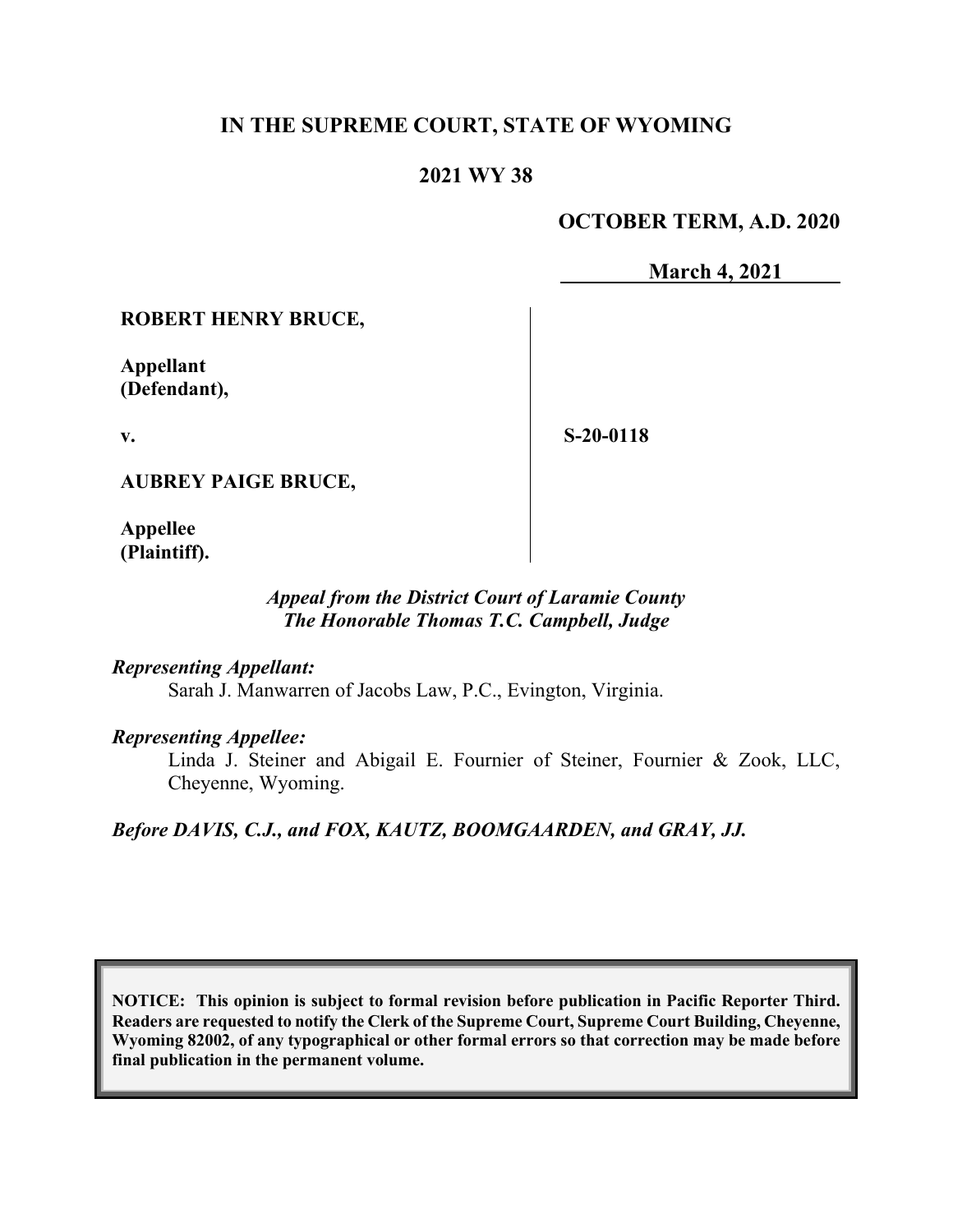**IN THE SUPREME COURT, STATE OF WYOMING**

**2021 WY 38**

**OCTOBER TERM, A.D. 2020**

**March 4, 2021**

**ROBERT HENRY BRUCE,**

**Appellant (Defendant),**

**v.**

**AUBREY PAIGE BRUCE,**

**Appellee (Plaintiff).**

**S-20-0118**

*Appeal from the District Court of Laramie County*
*The Honorable Thomas T.C. Campbell, Judge*

*Representing Appellant:*

Sarah J. Manwarren of Jacobs Law, P.C., Evington, Virginia.

*Representing Appellee:*

Linda J. Steiner and Abigail E. Fournier of Steiner, Fournier & Zook, LLC, Cheyenne, Wyoming.

*Before DAVIS, C.J., and FOX, KAUTZ, BOOMGAARDEN, and GRAY, JJ.*

**NOTICE: This opinion is subject to formal revision before publication in Pacific Reporter Third. Readers are requested to notify the Clerk of the Supreme Court, Supreme Court Building, Cheyenne, Wyoming 82002, of any typographical or other formal errors so that correction may be made before final publication in the permanent volume.**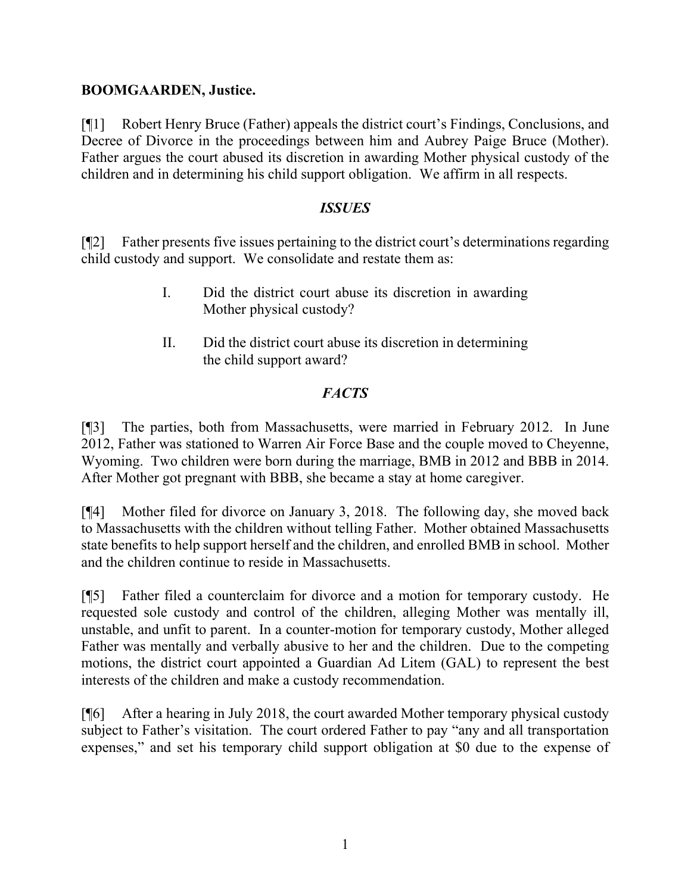**BOOMGAARDEN, Justice.**

[¶1] Robert Henry Bruce (Father) appeals the district court's Findings, Conclusions, and Decree of Divorce in the proceedings between him and Aubrey Paige Bruce (Mother). Father argues the court abused its discretion in awarding Mother physical custody of the children and in determining his child support obligation. We affirm in all respects.

## *ISSUES*

[¶2] Father presents five issues pertaining to the district court's determinations regarding child custody and support. We consolidate and restate them as:

> I. Did the district court abuse its discretion in awarding Mother physical custody?
>
> II. Did the district court abuse its discretion in determining the child support award?

## *FACTS*

[¶3] The parties, both from Massachusetts, were married in February 2012. In June 2012, Father was stationed to Warren Air Force Base and the couple moved to Cheyenne, Wyoming. Two children were born during the marriage, BMB in 2012 and BBB in 2014. After Mother got pregnant with BBB, she became a stay at home caregiver.

[¶4] Mother filed for divorce on January 3, 2018. The following day, she moved back to Massachusetts with the children without telling Father. Mother obtained Massachusetts state benefits to help support herself and the children, and enrolled BMB in school. Mother and the children continue to reside in Massachusetts.

[¶5] Father filed a counterclaim for divorce and a motion for temporary custody. He requested sole custody and control of the children, alleging Mother was mentally ill, unstable, and unfit to parent. In a counter-motion for temporary custody, Mother alleged Father was mentally and verbally abusive to her and the children. Due to the competing motions, the district court appointed a Guardian Ad Litem (GAL) to represent the best interests of the children and make a custody recommendation.

[¶6] After a hearing in July 2018, the court awarded Mother temporary physical custody subject to Father's visitation. The court ordered Father to pay "any and all transportation expenses," and set his temporary child support obligation at $0 due to the expense of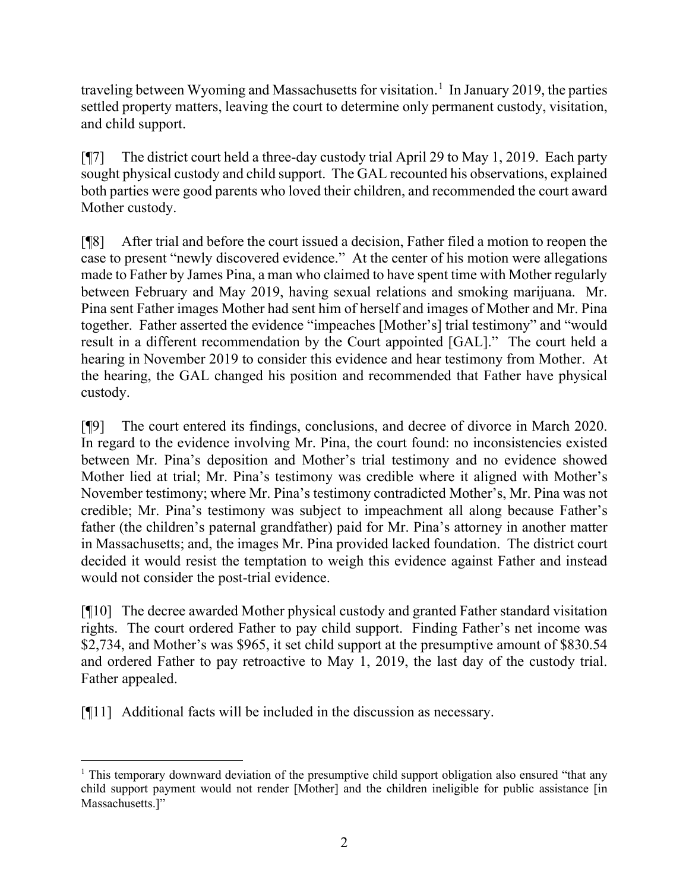traveling between Wyoming and Massachusetts for visitation.[1] In January 2019, the parties settled property matters, leaving the court to determine only permanent custody, visitation, and child support.

[¶7] The district court held a three-day custody trial April 29 to May 1, 2019. Each party sought physical custody and child support. The GAL recounted his observations, explained both parties were good parents who loved their children, and recommended the court award Mother custody.

[¶8] After trial and before the court issued a decision, Father filed a motion to reopen the case to present "newly discovered evidence." At the center of his motion were allegations made to Father by James Pina, a man who claimed to have spent time with Mother regularly between February and May 2019, having sexual relations and smoking marijuana. Mr. Pina sent Father images Mother had sent him of herself and images of Mother and Mr. Pina together. Father asserted the evidence "impeaches [Mother's] trial testimony" and "would result in a different recommendation by the Court appointed [GAL]." The court held a hearing in November 2019 to consider this evidence and hear testimony from Mother. At the hearing, the GAL changed his position and recommended that Father have physical custody.

[¶9] The court entered its findings, conclusions, and decree of divorce in March 2020. In regard to the evidence involving Mr. Pina, the court found: no inconsistencies existed between Mr. Pina's deposition and Mother's trial testimony and no evidence showed Mother lied at trial; Mr. Pina's testimony was credible where it aligned with Mother's November testimony; where Mr. Pina's testimony contradicted Mother's, Mr. Pina was not credible; Mr. Pina's testimony was subject to impeachment all along because Father's father (the children's paternal grandfather) paid for Mr. Pina's attorney in another matter in Massachusetts; and, the images Mr. Pina provided lacked foundation. The district court decided it would resist the temptation to weigh this evidence against Father and instead would not consider the post-trial evidence.

[¶10] The decree awarded Mother physical custody and granted Father standard visitation rights. The court ordered Father to pay child support. Finding Father's net income was $2,734, and Mother's was $965, it set child support at the presumptive amount of $830.54 and ordered Father to pay retroactive to May 1, 2019, the last day of the custody trial. Father appealed.

[¶11] Additional facts will be included in the discussion as necessary.

---

[1] This temporary downward deviation of the presumptive child support obligation also ensured "that any child support payment would not render [Mother] and the children ineligible for public assistance [in Massachusetts.]"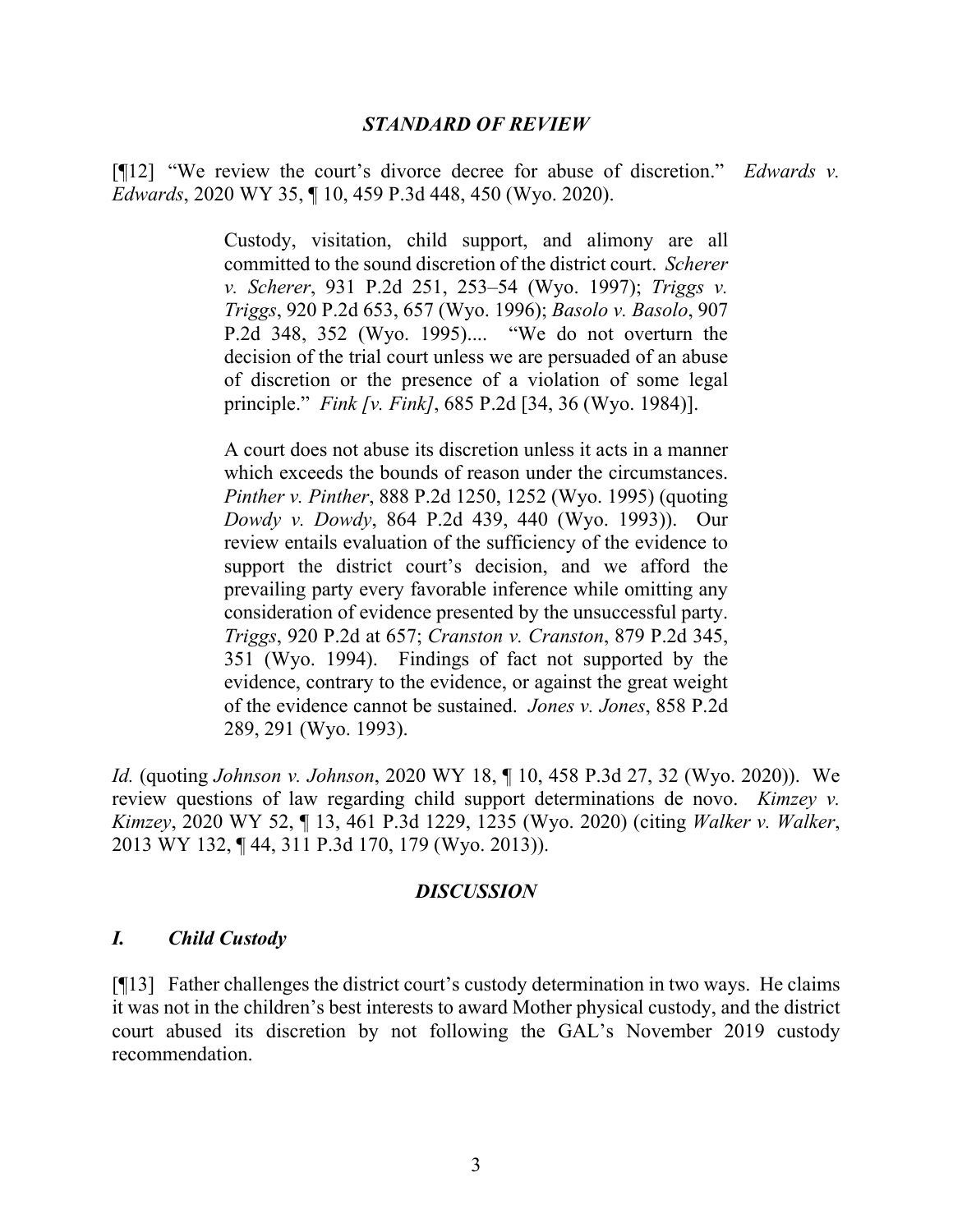### *STANDARD OF REVIEW*

[¶12] "We review the court's divorce decree for abuse of discretion." *Edwards v. Edwards*, 2020 WY 35, ¶ 10, 459 P.3d 448, 450 (Wyo. 2020).

> Custody, visitation, child support, and alimony are all committed to the sound discretion of the district court. *Scherer v. Scherer*, 931 P.2d 251, 253–54 (Wyo. 1997); *Triggs v. Triggs*, 920 P.2d 653, 657 (Wyo. 1996); *Basolo v. Basolo*, 907 P.2d 348, 352 (Wyo. 1995).... "We do not overturn the decision of the trial court unless we are persuaded of an abuse of discretion or the presence of a violation of some legal principle." *Fink [v. Fink]*, 685 P.2d [34, 36 (Wyo. 1984)].
>
> A court does not abuse its discretion unless it acts in a manner which exceeds the bounds of reason under the circumstances. *Pinther v. Pinther*, 888 P.2d 1250, 1252 (Wyo. 1995) (quoting *Dowdy v. Dowdy*, 864 P.2d 439, 440 (Wyo. 1993)). Our review entails evaluation of the sufficiency of the evidence to support the district court's decision, and we afford the prevailing party every favorable inference while omitting any consideration of evidence presented by the unsuccessful party. *Triggs*, 920 P.2d at 657; *Cranston v. Cranston*, 879 P.2d 345, 351 (Wyo. 1994). Findings of fact not supported by the evidence, contrary to the evidence, or against the great weight of the evidence cannot be sustained. *Jones v. Jones*, 858 P.2d 289, 291 (Wyo. 1993).

*Id.* (quoting *Johnson v. Johnson*, 2020 WY 18, ¶ 10, 458 P.3d 27, 32 (Wyo. 2020)). We review questions of law regarding child support determinations de novo. *Kimzey v. Kimzey*, 2020 WY 52, ¶ 13, 461 P.3d 1229, 1235 (Wyo. 2020) (citing *Walker v. Walker*, 2013 WY 132, ¶ 44, 311 P.3d 170, 179 (Wyo. 2013)).

### *DISCUSSION*

#### *I. Child Custody*

[¶13] Father challenges the district court's custody determination in two ways. He claims it was not in the children's best interests to award Mother physical custody, and the district court abused its discretion by not following the GAL's November 2019 custody recommendation.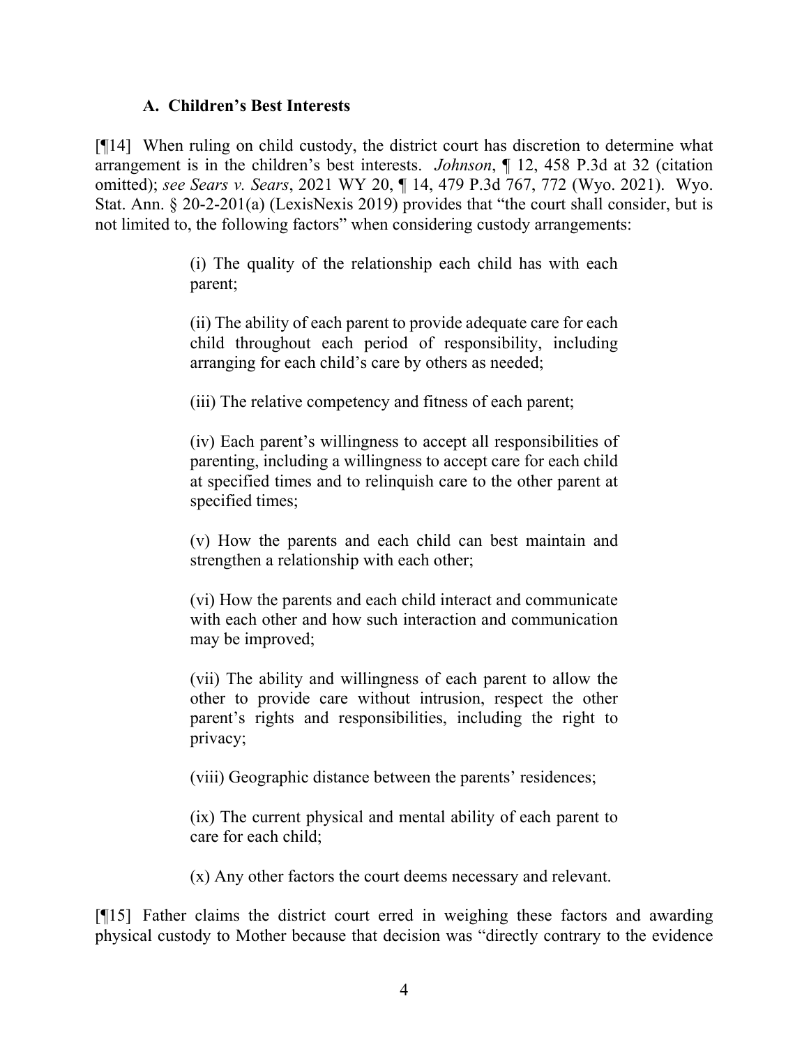### A. Children's Best Interests

[¶14] When ruling on child custody, the district court has discretion to determine what arrangement is in the children's best interests. *Johnson*, ¶ 12, 458 P.3d at 32 (citation omitted); *see Sears v. Sears*, 2021 WY 20, ¶ 14, 479 P.3d 767, 772 (Wyo. 2021). Wyo. Stat. Ann. § 20-2-201(a) (LexisNexis 2019) provides that "the court shall consider, but is not limited to, the following factors" when considering custody arrangements:

> (i) The quality of the relationship each child has with each parent;
>
> (ii) The ability of each parent to provide adequate care for each child throughout each period of responsibility, including arranging for each child's care by others as needed;
>
> (iii) The relative competency and fitness of each parent;
>
> (iv) Each parent's willingness to accept all responsibilities of parenting, including a willingness to accept care for each child at specified times and to relinquish care to the other parent at specified times;
>
> (v) How the parents and each child can best maintain and strengthen a relationship with each other;
>
> (vi) How the parents and each child interact and communicate with each other and how such interaction and communication may be improved;
>
> (vii) The ability and willingness of each parent to allow the other to provide care without intrusion, respect the other parent's rights and responsibilities, including the right to privacy;
>
> (viii) Geographic distance between the parents' residences;
>
> (ix) The current physical and mental ability of each parent to care for each child;
>
> (x) Any other factors the court deems necessary and relevant.

[¶15] Father claims the district court erred in weighing these factors and awarding physical custody to Mother because that decision was "directly contrary to the evidence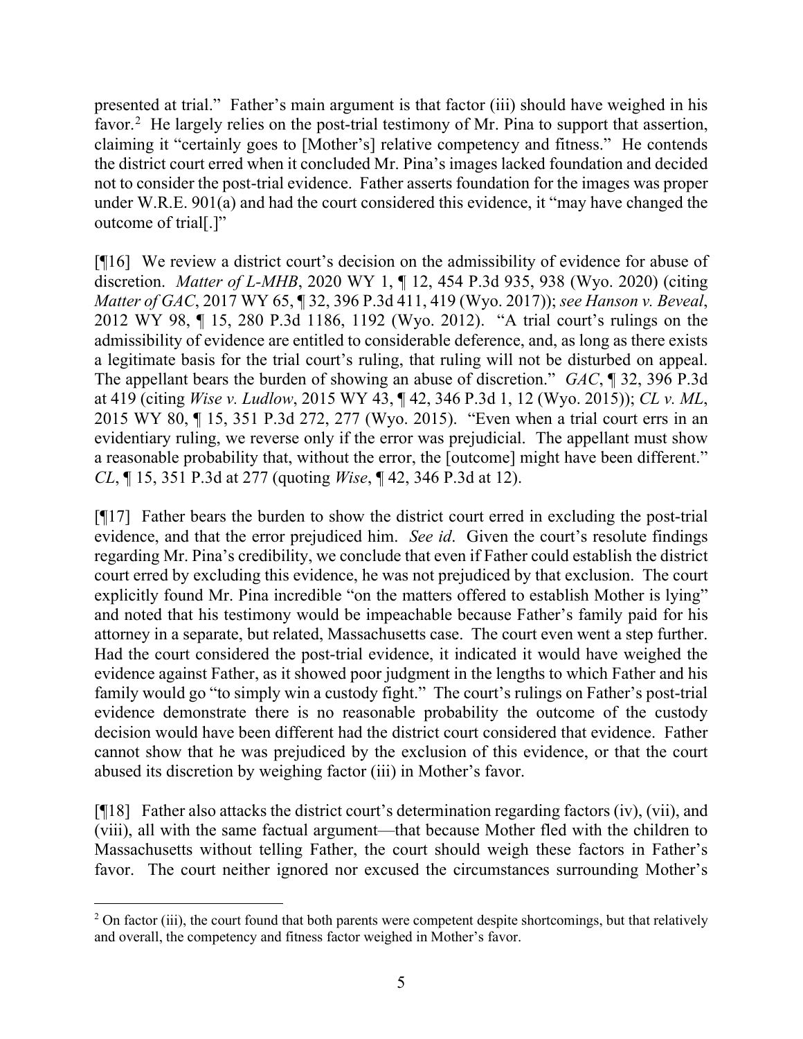presented at trial." Father's main argument is that factor (iii) should have weighed in his favor.[2] He largely relies on the post-trial testimony of Mr. Pina to support that assertion, claiming it "certainly goes to [Mother's] relative competency and fitness." He contends the district court erred when it concluded Mr. Pina's images lacked foundation and decided not to consider the post-trial evidence. Father asserts foundation for the images was proper under W.R.E. 901(a) and had the court considered this evidence, it "may have changed the outcome of trial[.]"

[¶16] We review a district court's decision on the admissibility of evidence for abuse of discretion. *Matter of L-MHB*, 2020 WY 1, ¶ 12, 454 P.3d 935, 938 (Wyo. 2020) (citing *Matter of GAC*, 2017 WY 65, ¶ 32, 396 P.3d 411, 419 (Wyo. 2017)); *see Hanson v. Beveal*, 2012 WY 98, ¶ 15, 280 P.3d 1186, 1192 (Wyo. 2012). "A trial court's rulings on the admissibility of evidence are entitled to considerable deference, and, as long as there exists a legitimate basis for the trial court's ruling, that ruling will not be disturbed on appeal. The appellant bears the burden of showing an abuse of discretion." *GAC*, ¶ 32, 396 P.3d at 419 (citing *Wise v. Ludlow*, 2015 WY 43, ¶ 42, 346 P.3d 1, 12 (Wyo. 2015)); *CL v. ML*, 2015 WY 80, ¶ 15, 351 P.3d 272, 277 (Wyo. 2015). "Even when a trial court errs in an evidentiary ruling, we reverse only if the error was prejudicial. The appellant must show a reasonable probability that, without the error, the [outcome] might have been different." *CL*, ¶ 15, 351 P.3d at 277 (quoting *Wise*, ¶ 42, 346 P.3d at 12).

[¶17] Father bears the burden to show the district court erred in excluding the post-trial evidence, and that the error prejudiced him. *See id*. Given the court's resolute findings regarding Mr. Pina's credibility, we conclude that even if Father could establish the district court erred by excluding this evidence, he was not prejudiced by that exclusion. The court explicitly found Mr. Pina incredible "on the matters offered to establish Mother is lying" and noted that his testimony would be impeachable because Father's family paid for his attorney in a separate, but related, Massachusetts case. The court even went a step further. Had the court considered the post-trial evidence, it indicated it would have weighed the evidence against Father, as it showed poor judgment in the lengths to which Father and his family would go "to simply win a custody fight." The court's rulings on Father's post-trial evidence demonstrate there is no reasonable probability the outcome of the custody decision would have been different had the district court considered that evidence. Father cannot show that he was prejudiced by the exclusion of this evidence, or that the court abused its discretion by weighing factor (iii) in Mother's favor.

[¶18] Father also attacks the district court's determination regarding factors (iv), (vii), and (viii), all with the same factual argument—that because Mother fled with the children to Massachusetts without telling Father, the court should weigh these factors in Father's favor. The court neither ignored nor excused the circumstances surrounding Mother's

[2] On factor (iii), the court found that both parents were competent despite shortcomings, but that relatively and overall, the competency and fitness factor weighed in Mother's favor.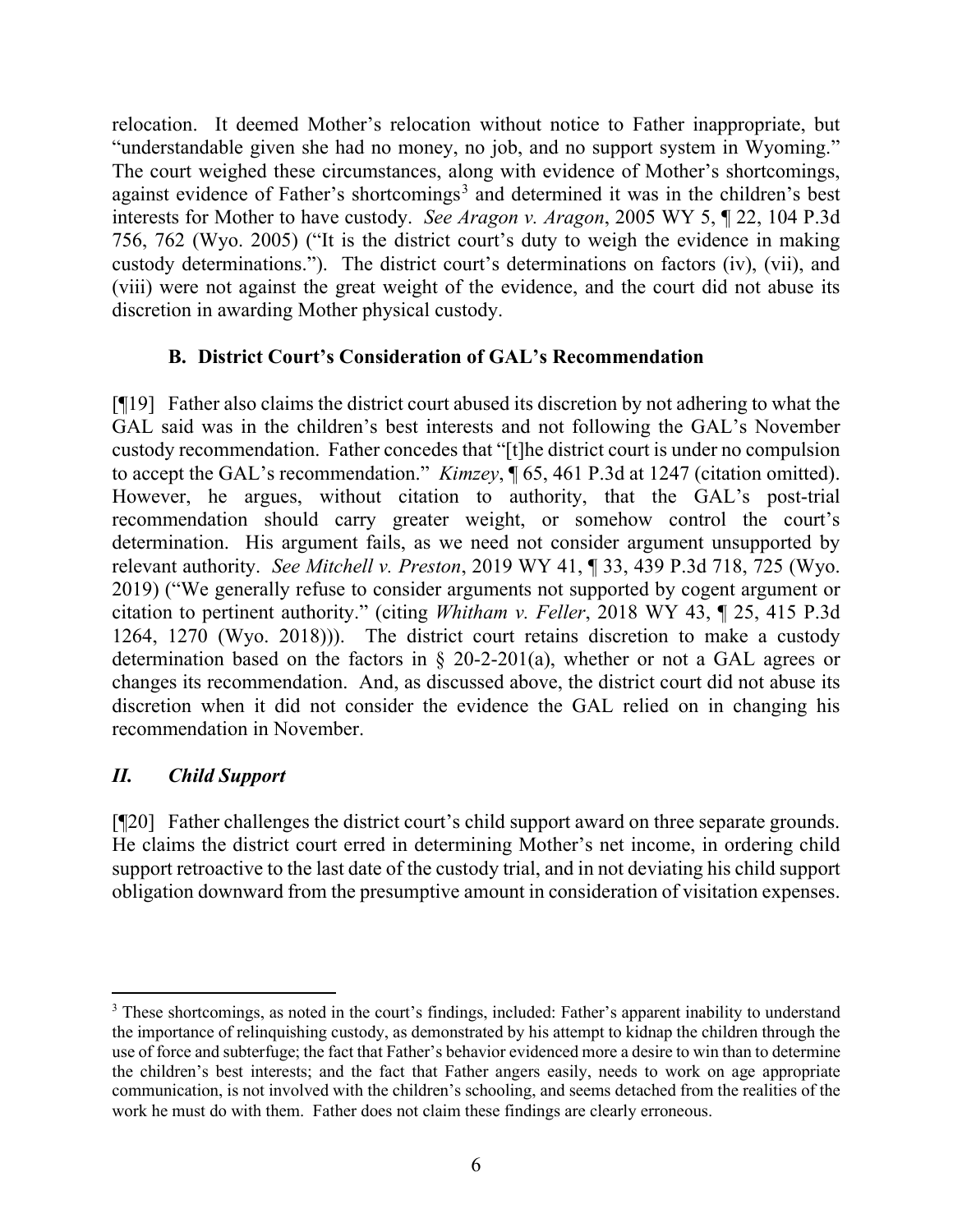relocation. It deemed Mother's relocation without notice to Father inappropriate, but "understandable given she had no money, no job, and no support system in Wyoming." The court weighed these circumstances, along with evidence of Mother's shortcomings, against evidence of Father's shortcomings[3] and determined it was in the children's best interests for Mother to have custody. *See Aragon v. Aragon*, 2005 WY 5, ¶ 22, 104 P.3d 756, 762 (Wyo. 2005) ("It is the district court's duty to weigh the evidence in making custody determinations."). The district court's determinations on factors (iv), (vii), and (viii) were not against the great weight of the evidence, and the court did not abuse its discretion in awarding Mother physical custody.

### B. District Court's Consideration of GAL's Recommendation

[¶19] Father also claims the district court abused its discretion by not adhering to what the GAL said was in the children's best interests and not following the GAL's November custody recommendation. Father concedes that "[t]he district court is under no compulsion to accept the GAL's recommendation." *Kimzey*, ¶ 65, 461 P.3d at 1247 (citation omitted). However, he argues, without citation to authority, that the GAL's post-trial recommendation should carry greater weight, or somehow control the court's determination. His argument fails, as we need not consider argument unsupported by relevant authority. *See Mitchell v. Preston*, 2019 WY 41, ¶ 33, 439 P.3d 718, 725 (Wyo. 2019) ("We generally refuse to consider arguments not supported by cogent argument or citation to pertinent authority." (citing *Whitham v. Feller*, 2018 WY 43, ¶ 25, 415 P.3d 1264, 1270 (Wyo. 2018))). The district court retains discretion to make a custody determination based on the factors in § 20-2-201(a), whether or not a GAL agrees or changes its recommendation. And, as discussed above, the district court did not abuse its discretion when it did not consider the evidence the GAL relied on in changing his recommendation in November.

## *II. Child Support*

[¶20] Father challenges the district court's child support award on three separate grounds. He claims the district court erred in determining Mother's net income, in ordering child support retroactive to the last date of the custody trial, and in not deviating his child support obligation downward from the presumptive amount in consideration of visitation expenses.

---

[3] These shortcomings, as noted in the court's findings, included: Father's apparent inability to understand the importance of relinquishing custody, as demonstrated by his attempt to kidnap the children through the use of force and subterfuge; the fact that Father's behavior evidenced more a desire to win than to determine the children's best interests; and the fact that Father angers easily, needs to work on age appropriate communication, is not involved with the children's schooling, and seems detached from the realities of the work he must do with them. Father does not claim these findings are clearly erroneous.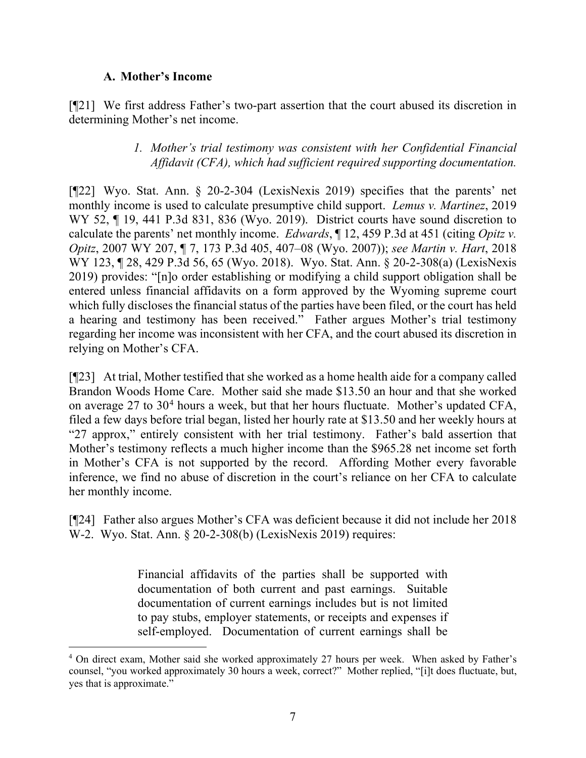### A. Mother's Income

[¶21] We first address Father's two-part assertion that the court abused its discretion in determining Mother's net income.

> *1. Mother's trial testimony was consistent with her Confidential Financial Affidavit (CFA), which had sufficient required supporting documentation.*

[¶22] Wyo. Stat. Ann. § 20-2-304 (LexisNexis 2019) specifies that the parents' net monthly income is used to calculate presumptive child support. *Lemus v. Martinez*, 2019 WY 52, ¶ 19, 441 P.3d 831, 836 (Wyo. 2019). District courts have sound discretion to calculate the parents' net monthly income. *Edwards*, ¶ 12, 459 P.3d at 451 (citing *Opitz v. Opitz*, 2007 WY 207, ¶ 7, 173 P.3d 405, 407–08 (Wyo. 2007)); *see Martin v. Hart*, 2018 WY 123, ¶ 28, 429 P.3d 56, 65 (Wyo. 2018). Wyo. Stat. Ann. § 20-2-308(a) (LexisNexis 2019) provides: "[n]o order establishing or modifying a child support obligation shall be entered unless financial affidavits on a form approved by the Wyoming supreme court which fully discloses the financial status of the parties have been filed, or the court has held a hearing and testimony has been received." Father argues Mother's trial testimony regarding her income was inconsistent with her CFA, and the court abused its discretion in relying on Mother's CFA.

[¶23] At trial, Mother testified that she worked as a home health aide for a company called Brandon Woods Home Care. Mother said she made $13.50 an hour and that she worked on average 27 to 30[4] hours a week, but that her hours fluctuate. Mother's updated CFA, filed a few days before trial began, listed her hourly rate at $13.50 and her weekly hours at "27 approx," entirely consistent with her trial testimony. Father's bald assertion that Mother's testimony reflects a much higher income than the $965.28 net income set forth in Mother's CFA is not supported by the record. Affording Mother every favorable inference, we find no abuse of discretion in the court's reliance on her CFA to calculate her monthly income.

[¶24] Father also argues Mother's CFA was deficient because it did not include her 2018 W-2. Wyo. Stat. Ann. § 20-2-308(b) (LexisNexis 2019) requires:

> Financial affidavits of the parties shall be supported with documentation of both current and past earnings. Suitable documentation of current earnings includes but is not limited to pay stubs, employer statements, or receipts and expenses if self-employed. Documentation of current earnings shall be

---

[4] On direct exam, Mother said she worked approximately 27 hours per week. When asked by Father's counsel, "you worked approximately 30 hours a week, correct?" Mother replied, "[i]t does fluctuate, but, yes that is approximate."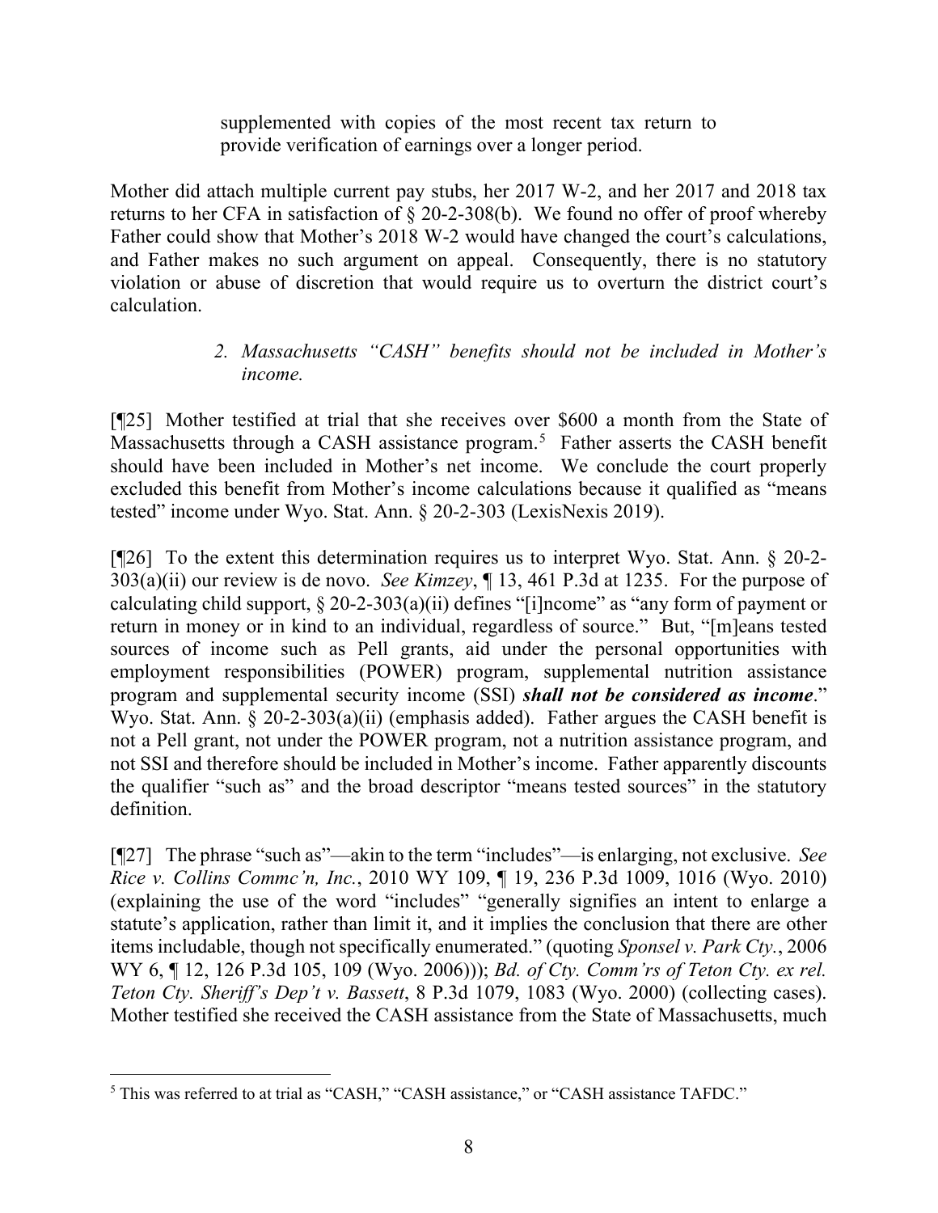supplemented with copies of the most recent tax return to provide verification of earnings over a longer period.

Mother did attach multiple current pay stubs, her 2017 W-2, and her 2017 and 2018 tax returns to her CFA in satisfaction of § 20-2-308(b). We found no offer of proof whereby Father could show that Mother's 2018 W-2 would have changed the court's calculations, and Father makes no such argument on appeal. Consequently, there is no statutory violation or abuse of discretion that would require us to overturn the district court's calculation.

> *2. Massachusetts "CASH" benefits should not be included in Mother's income.*

[¶25] Mother testified at trial that she receives over $600 a month from the State of Massachusetts through a CASH assistance program.[5] Father asserts the CASH benefit should have been included in Mother's net income. We conclude the court properly excluded this benefit from Mother's income calculations because it qualified as "means tested" income under Wyo. Stat. Ann. § 20-2-303 (LexisNexis 2019).

[¶26] To the extent this determination requires us to interpret Wyo. Stat. Ann. § 20-2-303(a)(ii) our review is de novo. *See Kimzey*, ¶ 13, 461 P.3d at 1235. For the purpose of calculating child support, § 20-2-303(a)(ii) defines "[i]ncome" as "any form of payment or return in money or in kind to an individual, regardless of source." But, "[m]eans tested sources of income such as Pell grants, aid under the personal opportunities with employment responsibilities (POWER) program, supplemental nutrition assistance program and supplemental security income (SSI) ***shall not be considered as income***." Wyo. Stat. Ann. § 20-2-303(a)(ii) (emphasis added). Father argues the CASH benefit is not a Pell grant, not under the POWER program, not a nutrition assistance program, and not SSI and therefore should be included in Mother's income. Father apparently discounts the qualifier "such as" and the broad descriptor "means tested sources" in the statutory definition.

[¶27] The phrase "such as"—akin to the term "includes"—is enlarging, not exclusive. *See Rice v. Collins Commc'n, Inc.*, 2010 WY 109, ¶ 19, 236 P.3d 1009, 1016 (Wyo. 2010) (explaining the use of the word "includes" "generally signifies an intent to enlarge a statute's application, rather than limit it, and it implies the conclusion that there are other items includable, though not specifically enumerated." (quoting *Sponsel v. Park Cty.*, 2006 WY 6, ¶ 12, 126 P.3d 105, 109 (Wyo. 2006))); *Bd. of Cty. Comm'rs of Teton Cty. ex rel. Teton Cty. Sheriff's Dep't v. Bassett*, 8 P.3d 1079, 1083 (Wyo. 2000) (collecting cases). Mother testified she received the CASH assistance from the State of Massachusetts, much

---

[5] This was referred to at trial as "CASH," "CASH assistance," or "CASH assistance TAFDC."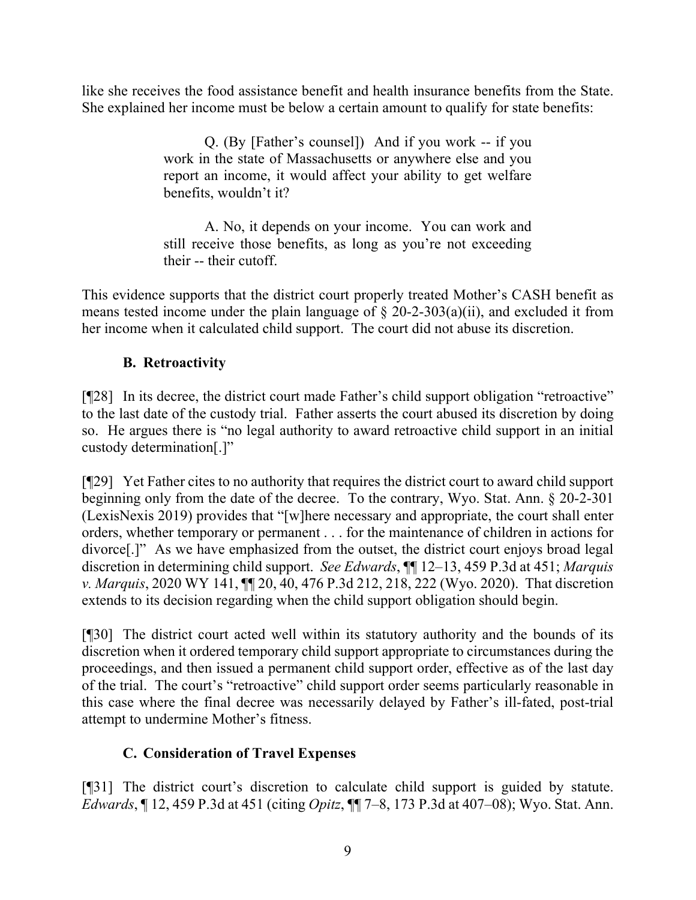like she receives the food assistance benefit and health insurance benefits from the State. She explained her income must be below a certain amount to qualify for state benefits:

> Q. (By [Father's counsel]) And if you work -- if you work in the state of Massachusetts or anywhere else and you report an income, it would affect your ability to get welfare benefits, wouldn't it?
>
> A. No, it depends on your income. You can work and still receive those benefits, as long as you're not exceeding their -- their cutoff.

This evidence supports that the district court properly treated Mother's CASH benefit as means tested income under the plain language of § 20-2-303(a)(ii), and excluded it from her income when it calculated child support. The court did not abuse its discretion.

### B. Retroactivity

[¶28] In its decree, the district court made Father's child support obligation "retroactive" to the last date of the custody trial. Father asserts the court abused its discretion by doing so. He argues there is "no legal authority to award retroactive child support in an initial custody determination[.]"

[¶29] Yet Father cites to no authority that requires the district court to award child support beginning only from the date of the decree. To the contrary, Wyo. Stat. Ann. § 20-2-301 (LexisNexis 2019) provides that "[w]here necessary and appropriate, the court shall enter orders, whether temporary or permanent . . . for the maintenance of children in actions for divorce[.]" As we have emphasized from the outset, the district court enjoys broad legal discretion in determining child support. *See Edwards*, ¶¶ 12–13, 459 P.3d at 451; *Marquis v. Marquis*, 2020 WY 141, ¶¶ 20, 40, 476 P.3d 212, 218, 222 (Wyo. 2020). That discretion extends to its decision regarding when the child support obligation should begin.

[¶30] The district court acted well within its statutory authority and the bounds of its discretion when it ordered temporary child support appropriate to circumstances during the proceedings, and then issued a permanent child support order, effective as of the last day of the trial. The court's "retroactive" child support order seems particularly reasonable in this case where the final decree was necessarily delayed by Father's ill-fated, post-trial attempt to undermine Mother's fitness.

### C. Consideration of Travel Expenses

[¶31] The district court's discretion to calculate child support is guided by statute. *Edwards*, ¶ 12, 459 P.3d at 451 (citing *Opitz*, ¶¶ 7–8, 173 P.3d at 407–08); Wyo. Stat. Ann.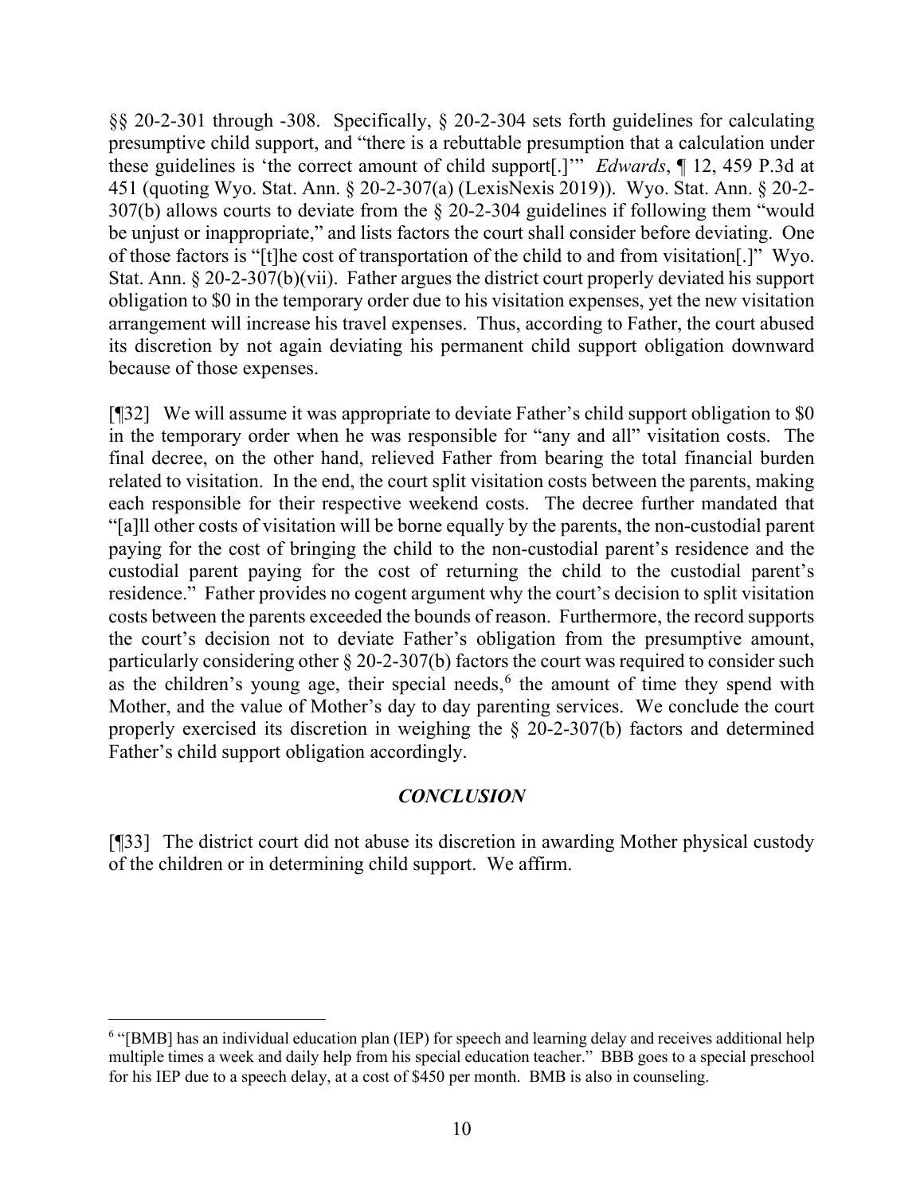§§ 20-2-301 through -308. Specifically, § 20-2-304 sets forth guidelines for calculating presumptive child support, and "there is a rebuttable presumption that a calculation under these guidelines is 'the correct amount of child support[.]'" *Edwards*, ¶ 12, 459 P.3d at 451 (quoting Wyo. Stat. Ann. § 20-2-307(a) (LexisNexis 2019)). Wyo. Stat. Ann. § 20-2-307(b) allows courts to deviate from the § 20-2-304 guidelines if following them "would be unjust or inappropriate," and lists factors the court shall consider before deviating. One of those factors is "[t]he cost of transportation of the child to and from visitation[.]" Wyo. Stat. Ann. § 20-2-307(b)(vii). Father argues the district court properly deviated his support obligation to $0 in the temporary order due to his visitation expenses, yet the new visitation arrangement will increase his travel expenses. Thus, according to Father, the court abused its discretion by not again deviating his permanent child support obligation downward because of those expenses.

[¶32] We will assume it was appropriate to deviate Father's child support obligation to $0 in the temporary order when he was responsible for "any and all" visitation costs. The final decree, on the other hand, relieved Father from bearing the total financial burden related to visitation. In the end, the court split visitation costs between the parents, making each responsible for their respective weekend costs. The decree further mandated that "[a]ll other costs of visitation will be borne equally by the parents, the non-custodial parent paying for the cost of bringing the child to the non-custodial parent's residence and the custodial parent paying for the cost of returning the child to the custodial parent's residence." Father provides no cogent argument why the court's decision to split visitation costs between the parents exceeded the bounds of reason. Furthermore, the record supports the court's decision not to deviate Father's obligation from the presumptive amount, particularly considering other § 20-2-307(b) factors the court was required to consider such as the children's young age, their special needs,[6] the amount of time they spend with Mother, and the value of Mother's day to day parenting services. We conclude the court properly exercised its discretion in weighing the § 20-2-307(b) factors and determined Father's child support obligation accordingly.

## *CONCLUSION*

[¶33] The district court did not abuse its discretion in awarding Mother physical custody of the children or in determining child support. We affirm.

---

[6] "[BMB] has an individual education plan (IEP) for speech and learning delay and receives additional help multiple times a week and daily help from his special education teacher." BBB goes to a special preschool for his IEP due to a speech delay, at a cost of $450 per month. BMB is also in counseling.